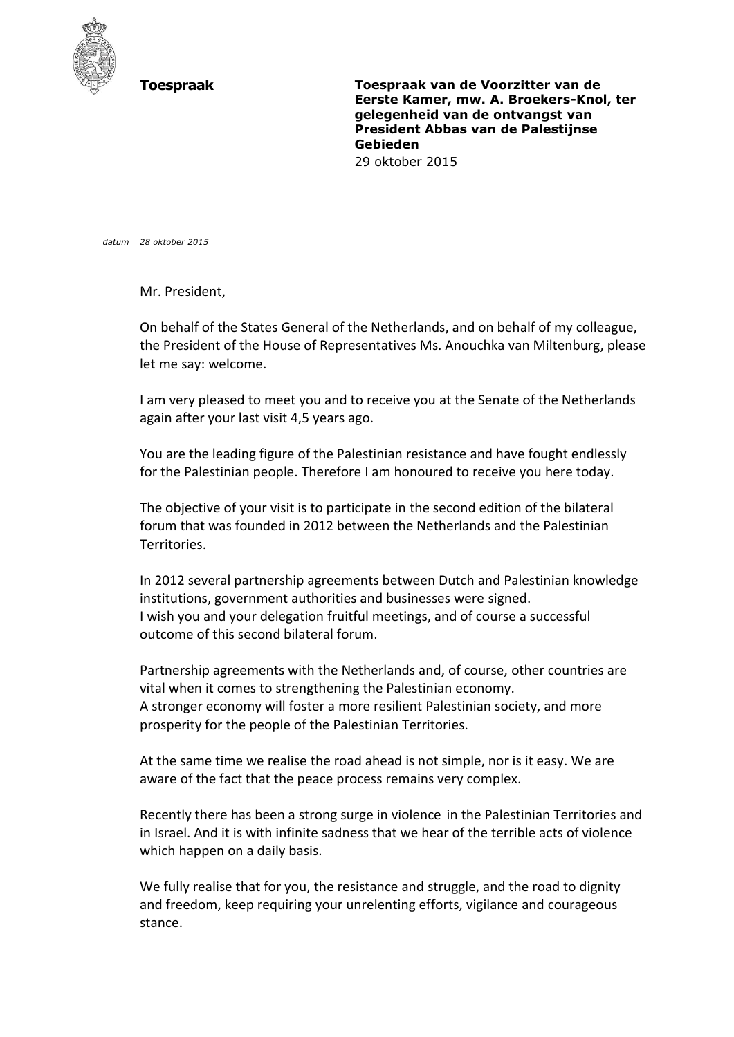**Toespraak**

**Toespraak van de Voorzitter van de Eerste Kamer, mw. A. Broekers-Knol, ter gelegenheid van de ontvangst van President Abbas van de Palestijnse Gebieden**
29 oktober 2015

*datum 28 oktober 2015*

Mr. President,

On behalf of the States General of the Netherlands, and on behalf of my colleague, the President of the House of Representatives Ms. Anouchka van Miltenburg, please let me say: welcome.

I am very pleased to meet you and to receive you at the Senate of the Netherlands again after your last visit 4,5 years ago.

You are the leading figure of the Palestinian resistance and have fought endlessly for the Palestinian people. Therefore I am honoured to receive you here today.

The objective of your visit is to participate in the second edition of the bilateral forum that was founded in 2012 between the Netherlands and the Palestinian Territories.

In 2012 several partnership agreements between Dutch and Palestinian knowledge institutions, government authorities and businesses were signed.
I wish you and your delegation fruitful meetings, and of course a successful outcome of this second bilateral forum.

Partnership agreements with the Netherlands and, of course, other countries are vital when it comes to strengthening the Palestinian economy.
A stronger economy will foster a more resilient Palestinian society, and more prosperity for the people of the Palestinian Territories.

At the same time we realise the road ahead is not simple, nor is it easy. We are aware of the fact that the peace process remains very complex.

Recently there has been a strong surge in violence in the Palestinian Territories and in Israel. And it is with infinite sadness that we hear of the terrible acts of violence which happen on a daily basis.

We fully realise that for you, the resistance and struggle, and the road to dignity and freedom, keep requiring your unrelenting efforts, vigilance and courageous stance.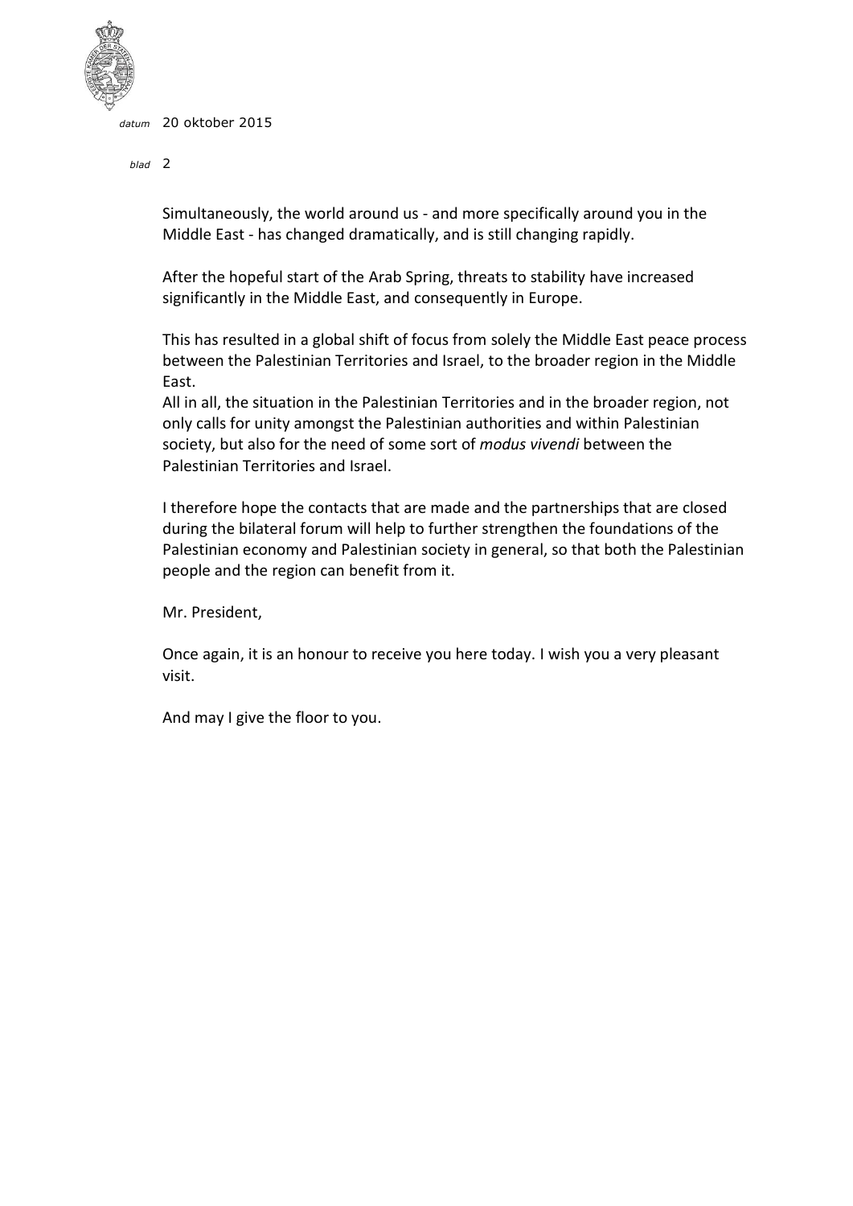Simultaneously, the world around us - and more specifically around you in the Middle East - has changed dramatically, and is still changing rapidly.

After the hopeful start of the Arab Spring, threats to stability have increased significantly in the Middle East, and consequently in Europe.

This has resulted in a global shift of focus from solely the Middle East peace process between the Palestinian Territories and Israel, to the broader region in the Middle East.
All in all, the situation in the Palestinian Territories and in the broader region, not only calls for unity amongst the Palestinian authorities and within Palestinian society, but also for the need of some sort of *modus vivendi* between the Palestinian Territories and Israel.

I therefore hope the contacts that are made and the partnerships that are closed during the bilateral forum will help to further strengthen the foundations of the Palestinian economy and Palestinian society in general, so that both the Palestinian people and the region can benefit from it.

Mr. President,

Once again, it is an honour to receive you here today. I wish you a very pleasant visit.

And may I give the floor to you.